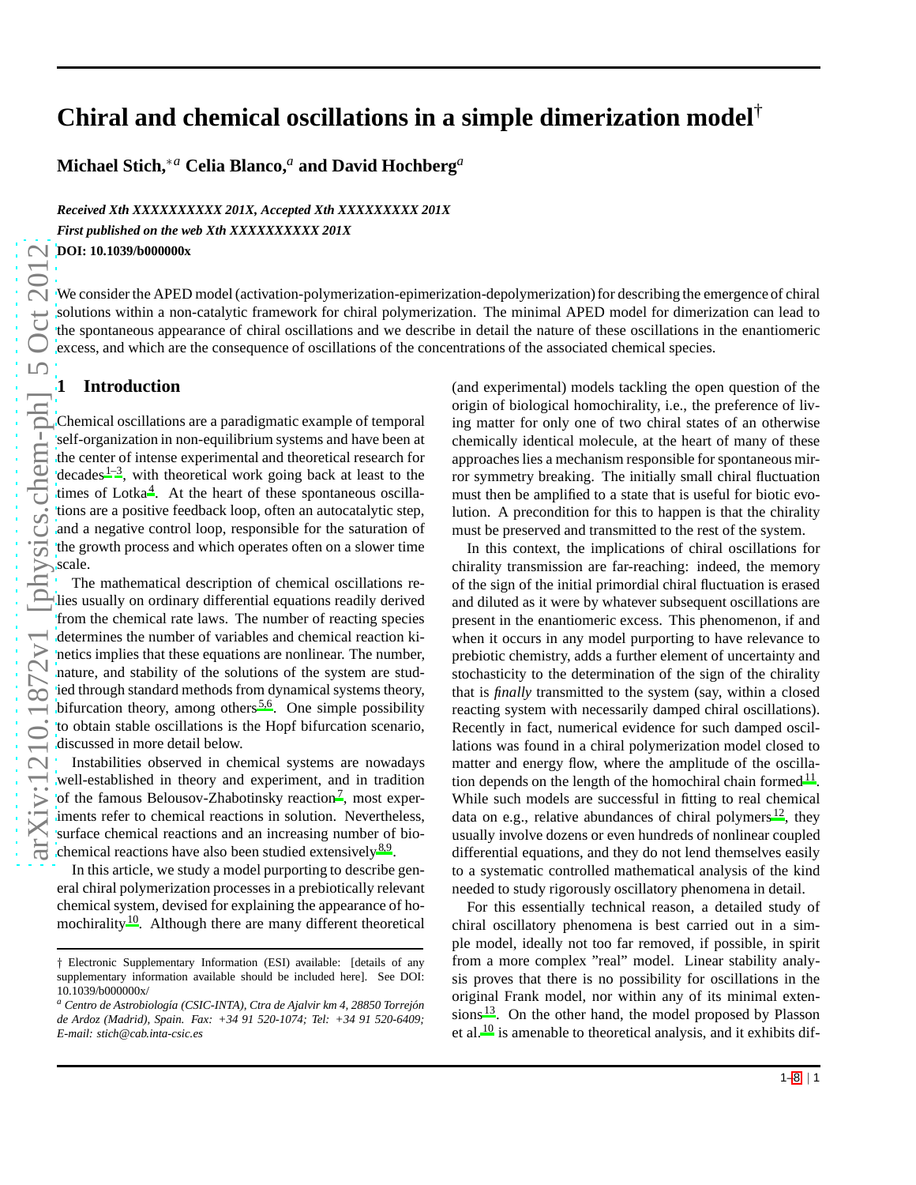# Chiral and chemical oscillations in a simple dimerization model†

**Michael Stich,*[a] Celia Blanco,[a] and David Hochberg[a]**

*Received Xth XXXXXXXXXX 201X, Accepted Xth XXXXXXXXX 201X*
*First published on the web Xth XXXXXXXXXX 201X*
**DOI: 10.1039/b000000x**

We consider the APED model (activation-polymerization-epimerization-depolymerization) for describing the emergence of chiral solutions within a non-catalytic framework for chiral polymerization. The minimal APED model for dimerization can lead to the spontaneous appearance of chiral oscillations and we describe in detail the nature of these oscillations in the enantiomeric excess, and which are the consequence of oscillations of the concentrations of the associated chemical species.

## 1 Introduction

Chemical oscillations are a paradigmatic example of temporal self-organization in non-equilibrium systems and have been at the center of intense experimental and theoretical research for decades[1–3], with theoretical work going back at least to the times of Lotka[4]. At the heart of these spontaneous oscillations are a positive feedback loop, often an autocatalytic step, and a negative control loop, responsible for the saturation of the growth process and which operates often on a slower time scale.

The mathematical description of chemical oscillations relies usually on ordinary differential equations readily derived from the chemical rate laws. The number of reacting species determines the number of variables and chemical reaction kinetics implies that these equations are nonlinear. The number, nature, and stability of the solutions of the system are studied through standard methods from dynamical systems theory, bifurcation theory, among others[5,6]. One simple possibility to obtain stable oscillations is the Hopf bifurcation scenario, discussed in more detail below.

Instabilities observed in chemical systems are nowadays well-established in theory and experiment, and in tradition of the famous Belousov-Zhabotinsky reaction[7], most experiments refer to chemical reactions in solution. Nevertheless, surface chemical reactions and an increasing number of biochemical reactions have also been studied extensively[8,9].

In this article, we study a model purporting to describe general chiral polymerization processes in a prebiotically relevant chemical system, devised for explaining the appearance of homochirality[10]. Although there are many different theoretical (and experimental) models tackling the open question of the origin of biological homochirality, i.e., the preference of living matter for only one of two chiral states of an otherwise chemically identical molecule, at the heart of many of these approaches lies a mechanism responsible for spontaneous mirror symmetry breaking. The initially small chiral fluctuation must then be amplified to a state that is useful for biotic evolution. A precondition for this to happen is that the chirality must be preserved and transmitted to the rest of the system.

In this context, the implications of chiral oscillations for chirality transmission are far-reaching: indeed, the memory of the sign of the initial primordial chiral fluctuation is erased and diluted as it were by whatever subsequent oscillations are present in the enantiomeric excess. This phenomenon, if and when it occurs in any model purporting to have relevance to prebiotic chemistry, adds a further element of uncertainty and stochasticity to the determination of the sign of the chirality that is *finally* transmitted to the system (say, within a closed reacting system with necessarily damped chiral oscillations). Recently in fact, numerical evidence for such damped oscillations was found in a chiral polymerization model closed to matter and energy flow, where the amplitude of the oscillation depends on the length of the homochiral chain formed[11]. While such models are successful in fitting to real chemical data on e.g., relative abundances of chiral polymers[12], they usually involve dozens or even hundreds of nonlinear coupled differential equations, and they do not lend themselves easily to a systematic controlled mathematical analysis of the kind needed to study rigorously oscillatory phenomena in detail.

For this essentially technical reason, a detailed study of chiral oscillatory phenomena is best carried out in a simple model, ideally not too far removed, if possible, in spirit from a more complex "real" model. Linear stability analysis proves that there is no possibility for oscillations in the original Frank model, nor within any of its minimal extensions[13]. On the other hand, the model proposed by Plasson et al.[10] is amenable to theoretical analysis, and it exhibits dif-

---

† Electronic Supplementary Information (ESI) available: [details of any supplementary information available should be included here]. See DOI: 10.1039/b000000x/

[a] *Centro de Astrobiología (CSIC-INTA), Ctra de Ajalvir km 4, 28850 Torrejón de Ardoz (Madrid), Spain. Fax: +34 91 520-1074; Tel: +34 91 520-6409; E-mail: stich@cab.inta-csic.es*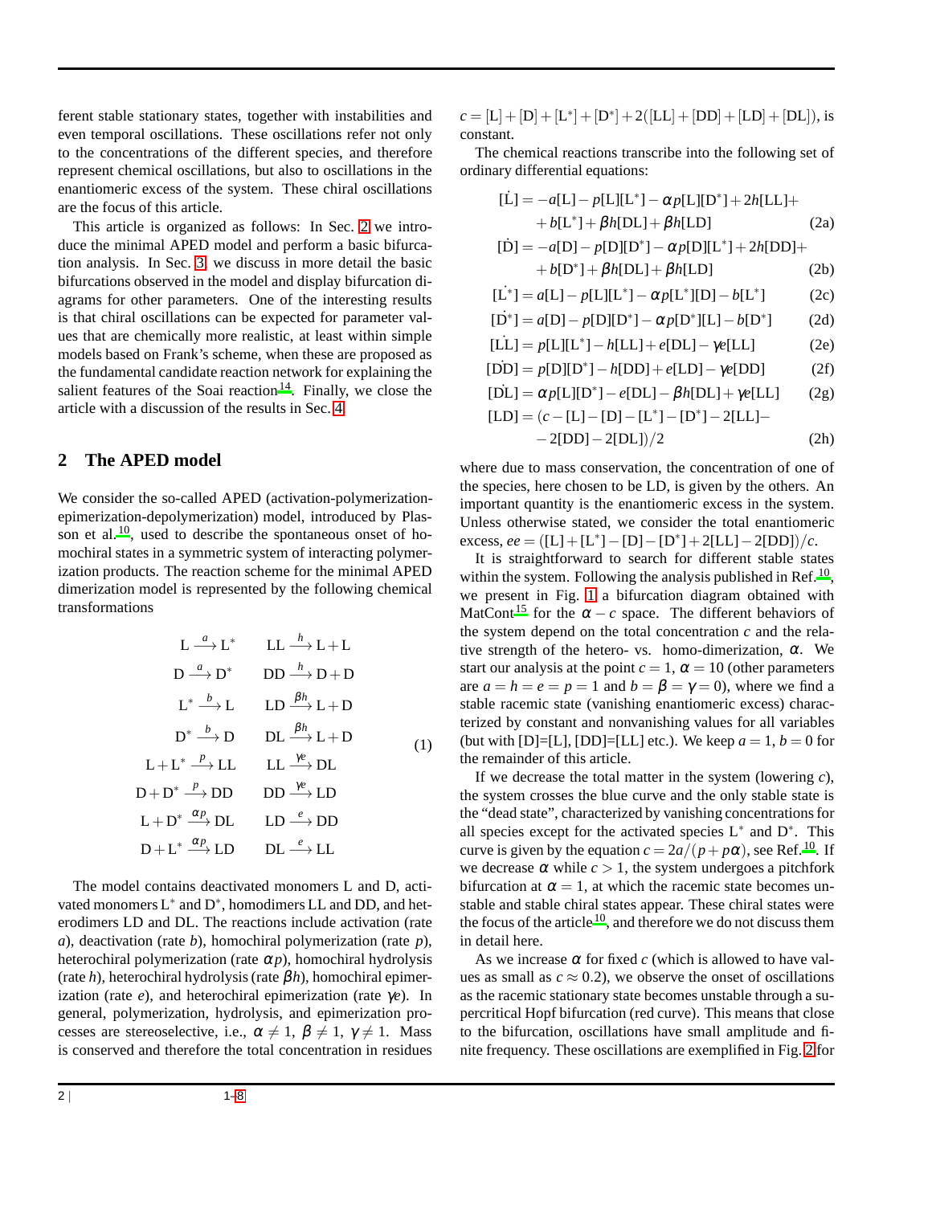ferent stable stationary states, together with instabilities and even temporal oscillations. These oscillations refer not only to the concentrations of the different species, and therefore represent chemical oscillations, but also to oscillations in the enantiomeric excess of the system. These chiral oscillations are the focus of this article.

This article is organized as follows: In Sec. 2 we introduce the minimal APED model and perform a basic bifurcation analysis. In Sec. 3, we discuss in more detail the basic bifurcations observed in the model and display bifurcation diagrams for other parameters. One of the interesting results is that chiral oscillations can be expected for parameter values that are chemically more realistic, at least within simple models based on Frank's scheme, when these are proposed as the fundamental candidate reaction network for explaining the salient features of the Soai reaction[14]. Finally, we close the article with a discussion of the results in Sec. 4.

## 2 The APED model

We consider the so-called APED (activation-polymerization-epimerization-depolymerization) model, introduced by Plasson et al.[10], used to describe the spontaneous onset of homochiral states in a symmetric system of interacting polymerization products. The reaction scheme for the minimal APED dimerization model is represented by the following chemical transformations

$$
\begin{array}{ll}
\mathrm{L} \xrightarrow{a} \mathrm{L}^* & \mathrm{LL} \xrightarrow{h} \mathrm{L}+\mathrm{L} \\
\mathrm{D} \xrightarrow{a} \mathrm{D}^* & \mathrm{DD} \xrightarrow{h} \mathrm{D}+\mathrm{D} \\
\mathrm{L}^* \xrightarrow{b} \mathrm{L} & \mathrm{LD} \xrightarrow{\beta h} \mathrm{L}+\mathrm{D} \\
\mathrm{D}^* \xrightarrow{b} \mathrm{D} & \mathrm{DL} \xrightarrow{\beta h} \mathrm{L}+\mathrm{D} \\
\mathrm{L}+\mathrm{L}^* \xrightarrow{p} \mathrm{LL} & \mathrm{LL} \xrightarrow{\gamma e} \mathrm{DL} \\
\mathrm{D}+\mathrm{D}^* \xrightarrow{p} \mathrm{DD} & \mathrm{DD} \xrightarrow{\gamma e} \mathrm{LD} \\
\mathrm{L}+\mathrm{D}^* \xrightarrow{\alpha p} \mathrm{DL} & \mathrm{LD} \xrightarrow{e} \mathrm{DD} \\
\mathrm{D}+\mathrm{L}^* \xrightarrow{\alpha p} \mathrm{LD} & \mathrm{DL} \xrightarrow{e} \mathrm{LL}
\end{array}
\qquad (1)
$$

The model contains deactivated monomers L and D, activated monomers $\mathrm{L}^*$ and $\mathrm{D}^*$, homodimers LL and DD, and heterodimers LD and DL. The reactions include activation (rate $a$), deactivation (rate $b$), homochiral polymerization (rate $p$), heterochiral polymerization (rate $\alpha p$), homochiral hydrolysis (rate $h$), heterochiral hydrolysis (rate $\beta h$), homochiral epimerization (rate $e$), and heterochiral epimerization (rate $\gamma e$). In general, polymerization, hydrolysis, and epimerization processes are stereoselective, i.e., $\alpha \neq 1$, $\beta \neq 1$, $\gamma \neq 1$. Mass is conserved and therefore the total concentration in residues $c = [\mathrm{L}]+[\mathrm{D}]+[\mathrm{L}^*]+[\mathrm{D}^*]+2([\mathrm{LL}]+[\mathrm{DD}]+[\mathrm{LD}]+[\mathrm{DL}])$, is constant.

The chemical reactions transcribe into the following set of ordinary differential equations:

$$
\begin{aligned}
[\dot{\mathrm{L}}] &= -a[\mathrm{L}] - p[\mathrm{L}][\mathrm{L}^*] - \alpha p[\mathrm{L}][\mathrm{D}^*] + 2h[\mathrm{LL}] + \\
&\quad + b[\mathrm{L}^*] + \beta h[\mathrm{DL}] + \beta h[\mathrm{LD}] && \text{(2a)}\\
[\dot{\mathrm{D}}] &= -a[\mathrm{D}] - p[\mathrm{D}][\mathrm{D}^*] - \alpha p[\mathrm{D}][\mathrm{L}^*] + 2h[\mathrm{DD}] + \\
&\quad + b[\mathrm{D}^*] + \beta h[\mathrm{DL}] + \beta h[\mathrm{LD}] && \text{(2b)}\\
[\dot{\mathrm{L}^*}] &= a[\mathrm{L}] - p[\mathrm{L}][\mathrm{L}^*] - \alpha p[\mathrm{L}^*][\mathrm{D}] - b[\mathrm{L}^*] && \text{(2c)}\\
[\dot{\mathrm{D}^*}] &= a[\mathrm{D}] - p[\mathrm{D}][\mathrm{D}^*] - \alpha p[\mathrm{D}^*][\mathrm{L}] - b[\mathrm{D}^*] && \text{(2d)}\\
[\dot{\mathrm{LL}}] &= p[\mathrm{L}][\mathrm{L}^*] - h[\mathrm{LL}] + e[\mathrm{DL}] - \gamma e[\mathrm{LL}] && \text{(2e)}\\
[\dot{\mathrm{DD}}] &= p[\mathrm{D}][\mathrm{D}^*] - h[\mathrm{DD}] + e[\mathrm{LD}] - \gamma e[\mathrm{DD}] && \text{(2f)}\\
[\dot{\mathrm{DL}}] &= \alpha p[\mathrm{L}][\mathrm{D}^*] - e[\mathrm{DL}] - \beta h[\mathrm{DL}] + \gamma e[\mathrm{LL}] && \text{(2g)}\\
[\mathrm{LD}] &= (c - [\mathrm{L}] - [\mathrm{D}] - [\mathrm{L}^*] - [\mathrm{D}^*] - 2[\mathrm{LL}] - \\
&\quad - 2[\mathrm{DD}] - 2[\mathrm{DL}])/2 && \text{(2h)}
\end{aligned}
$$

where due to mass conservation, the concentration of one of the species, here chosen to be LD, is given by the others. An important quantity is the enantiomeric excess in the system. Unless otherwise stated, we consider the total enantiomeric excess, $ee = ([\mathrm{L}]+[\mathrm{L}^*]-[\mathrm{D}]-[\mathrm{D}^*]+2[\mathrm{LL}]-2[\mathrm{DD}])/c$.

It is straightforward to search for different stable states within the system. Following the analysis published in Ref.[10], we present in Fig. 1 a bifurcation diagram obtained with MatCont[15] for the $\alpha - c$ space. The different behaviors of the system depend on the total concentration $c$ and the relative strength of the hetero- vs. homo-dimerization, $\alpha$. We start our analysis at the point $c = 1$, $\alpha = 10$ (other parameters are $a = h = e = p = 1$ and $b = \beta = \gamma = 0$), where we find a stable racemic state (vanishing enantiomeric excess) characterized by constant and nonvanishing values for all variables (but with [D]=[L], [DD]=[LL] etc.). We keep $a = 1$, $b = 0$ for the remainder of this article.

If we decrease the total matter in the system (lowering $c$), the system crosses the blue curve and the only stable state is the "dead state", characterized by vanishing concentrations for all species except for the activated species $\mathrm{L}^*$ and $\mathrm{D}^*$. This curve is given by the equation $c = 2a/(p + p\alpha)$, see Ref.[10]. If we decrease $\alpha$ while $c > 1$, the system undergoes a pitchfork bifurcation at $\alpha = 1$, at which the racemic state becomes unstable and stable chiral states appear. These chiral states were the focus of the article[10], and therefore we do not discuss them in detail here.

As we increase $\alpha$ for fixed $c$ (which is allowed to have values as small as $c \approx 0.2$), we observe the onset of oscillations as the racemic stationary state becomes unstable through a supercritical Hopf bifurcation (red curve). This means that close to the bifurcation, oscillations have small amplitude and finite frequency. These oscillations are exemplified in Fig. 2 for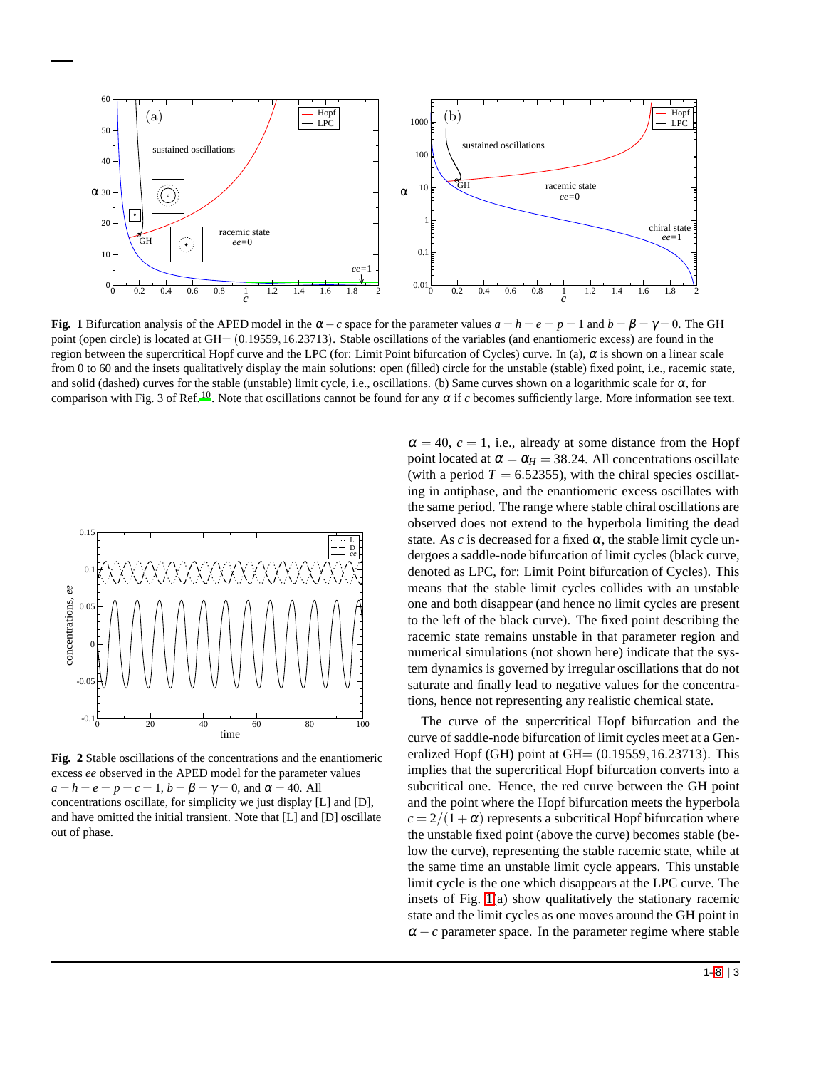**Fig. 1** Bifurcation analysis of the APED model in the $\alpha - c$ space for the parameter values $a = h = e = p = 1$ and $b = \beta = \gamma = 0$. The GH point (open circle) is located at GH$= (0.19559, 16.23713)$. Stable oscillations of the variables (and enantiomeric excess) are found in the region between the supercritical Hopf curve and the LPC (for: Limit Point bifurcation of Cycles) curve. In (a), $\alpha$ is shown on a linear scale from 0 to 60 and the insets qualitatively display the main solutions: open (filled) circle for the unstable (stable) fixed point, i.e., racemic state, and solid (dashed) curves for the stable (unstable) limit cycle, i.e., oscillations. (b) Same curves shown on a logarithmic scale for $\alpha$, for comparison with Fig. 3 of Ref.[10]. Note that oscillations cannot be found for any $\alpha$ if $c$ becomes sufficiently large. More information see text.

**Fig. 2** Stable oscillations of the concentrations and the enantiomeric excess $ee$ observed in the APED model for the parameter values $a = h = e = p = c = 1$, $b = \beta = \gamma = 0$, and $\alpha = 40$. All concentrations oscillate, for simplicity we just display [L] and [D], and have omitted the initial transient. Note that [L] and [D] oscillate out of phase.

$\alpha = 40$, $c = 1$, i.e., already at some distance from the Hopf point located at $\alpha = \alpha_H = 38.24$. All concentrations oscillate (with a period $T = 6.52355$), with the chiral species oscillating in antiphase, and the enantiomeric excess oscillates with the same period. The range where stable chiral oscillations are observed does not extend to the hyperbola limiting the dead state. As $c$ is decreased for a fixed $\alpha$, the stable limit cycle undergoes a saddle-node bifurcation of limit cycles (black curve, denoted as LPC, for: Limit Point bifurcation of Cycles). This means that the stable limit cycles collides with an unstable one and both disappear (and hence no limit cycles are present to the left of the black curve). The fixed point describing the racemic state remains unstable in that parameter region and numerical simulations (not shown here) indicate that the system dynamics is governed by irregular oscillations that do not saturate and finally lead to negative values for the concentrations, hence not representing any realistic chemical state.

The curve of the supercritical Hopf bifurcation and the curve of saddle-node bifurcation of limit cycles meet at a Generalized Hopf (GH) point at GH$= (0.19559, 16.23713)$. This implies that the supercritical Hopf bifurcation converts into a subcritical one. Hence, the red curve between the GH point and the point where the Hopf bifurcation meets the hyperbola $c = 2/(1+\alpha)$ represents a subcritical Hopf bifurcation where the unstable fixed point (above the curve) becomes stable (below the curve), representing the stable racemic state, while at the same time an unstable limit cycle appears. This unstable limit cycle is the one which disappears at the LPC curve. The insets of Fig. 1(a) show qualitatively the stationary racemic state and the limit cycles as one moves around the GH point in $\alpha - c$ parameter space. In the parameter regime where stable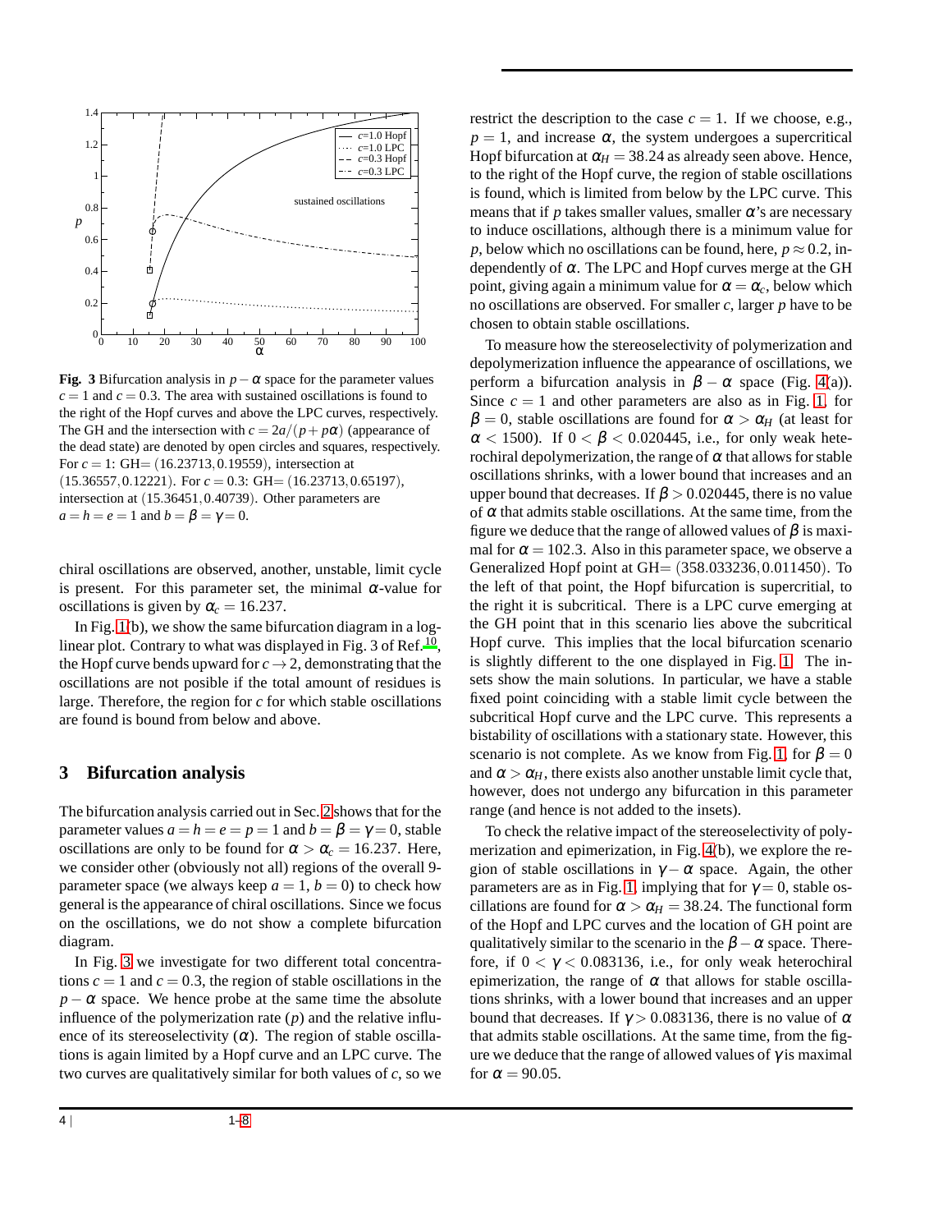**Fig. 3** Bifurcation analysis in $p-\alpha$ space for the parameter values $c=1$ and $c=0.3$. The area with sustained oscillations is found to the right of the Hopf curves and above the LPC curves, respectively. The GH and the intersection with $c=2a/(p+p\alpha)$ (appearance of the dead state) are denoted by open circles and squares, respectively. For $c=1$: GH$=(16.23713,0.19559)$, intersection at $(15.36557,0.12221)$. For $c=0.3$: GH$=(16.23713,0.65197)$, intersection at $(15.36451,0.40739)$. Other parameters are $a=h=e=1$ and $b=\beta=\gamma=0$.

chiral oscillations are observed, another, unstable, limit cycle is present. For this parameter set, the minimal $\alpha$-value for oscillations is given by $\alpha_c=16.237$.

In Fig. 1(b), we show the same bifurcation diagram in a log-linear plot. Contrary to what was displayed in Fig. 3 of Ref.[10], the Hopf curve bends upward for $c\to 2$, demonstrating that the oscillations are not posible if the total amount of residues is large. Therefore, the region for $c$ for which stable oscillations are found is bound from below and above.

## 3 Bifurcation analysis

The bifurcation analysis carried out in Sec. 2 shows that for the parameter values $a=h=e=p=1$ and $b=\beta=\gamma=0$, stable oscillations are only to be found for $\alpha>\alpha_c=16.237$. Here, we consider other (obviously not all) regions of the overall 9-parameter space (we always keep $a=1$, $b=0$) to check how general is the appearance of chiral oscillations. Since we focus on the oscillations, we do not show a complete bifurcation diagram.

In Fig. 3 we investigate for two different total concentrations $c=1$ and $c=0.3$, the region of stable oscillations in the $p-\alpha$ space. We hence probe at the same time the absolute influence of the polymerization rate ($p$) and the relative influence of its stereoselectivity ($\alpha$). The region of stable oscillations is again limited by a Hopf curve and an LPC curve. The two curves are qualitatively similar for both values of $c$, so we restrict the description to the case $c=1$. If we choose, e.g., $p=1$, and increase $\alpha$, the system undergoes a supercritical Hopf bifurcation at $\alpha_H=38.24$ as already seen above. Hence, to the right of the Hopf curve, the region of stable oscillations is found, which is limited from below by the LPC curve. This means that if $p$ takes smaller values, smaller $\alpha$'s are necessary to induce oscillations, although there is a minimum value for $p$, below which no oscillations can be found, here, $p\approx 0.2$, independently of $\alpha$. The LPC and Hopf curves merge at the GH point, giving again a minimum value for $\alpha=\alpha_c$, below which no oscillations are observed. For smaller $c$, larger $p$ have to be chosen to obtain stable oscillations.

To measure how the stereoselectivity of polymerization and depolymerization influence the appearance of oscillations, we perform a bifurcation analysis in $\beta-\alpha$ space (Fig. 4(a)). Since $c=1$ and other parameters are also as in Fig. 1, for $\beta=0$, stable oscillations are found for $\alpha>\alpha_H$ (at least for $\alpha<1500$). If $0<\beta<0.020445$, i.e., for only weak heterochiral depolymerization, the range of $\alpha$ that allows for stable oscillations shrinks, with a lower bound that increases and an upper bound that decreases. If $\beta>0.020445$, there is no value of $\alpha$ that admits stable oscillations. At the same time, from the figure we deduce that the range of allowed values of $\beta$ is maximal for $\alpha=102.3$. Also in this parameter space, we observe a Generalized Hopf point at GH$=(358.033236,0.011450)$. To the left of that point, the Hopf bifurcation is supercritial, to the right is subcritical. There is a LPC curve emerging at the GH point that in this scenario lies above the subcritical Hopf curve. This implies that the local bifurcation scenario is slightly different to the one displayed in Fig. 1. The insets show the main solutions. In particular, we have a stable fixed point coinciding with a stable limit cycle between the subcritical Hopf curve and the LPC curve. This represents a bistability of oscillations with a stationary state. However, this scenario is not complete. As we know from Fig. 1, for $\beta=0$ and $\alpha>\alpha_H$, there exists also another unstable limit cycle that, however, does not undergo any bifurcation in this parameter range (and hence is not added to the insets).

To check the relative impact of the stereoselectivity of polymerization and epimerization, in Fig. 4(b), we explore the region of stable oscillations in $\gamma-\alpha$ space. Again, the other parameters are as in Fig. 1, implying that for $\gamma=0$, stable oscillations are found for $\alpha>\alpha_H=38.24$. The functional form of the Hopf and LPC curves and the location of GH point are qualitatively similar to the scenario in the $\beta-\alpha$ space. Therefore, if $0<\gamma<0.083136$, i.e., for only weak heterochiral epimerization, the range of $\alpha$ that allows for stable oscillations shrinks, with a lower bound that increases and an upper bound that decreases. If $\gamma>0.083136$, there is no value of $\alpha$ that admits stable oscillations. At the same time, from the figure we deduce that the range of allowed values of $\gamma$ is maximal for $\alpha=90.05$.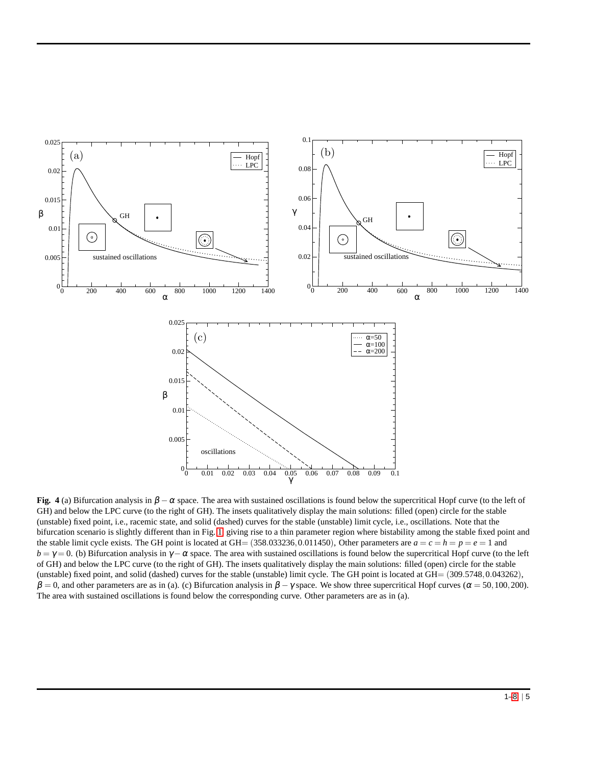**Fig. 4** (a) Bifurcation analysis in $\beta - \alpha$ space. The area with sustained oscillations is found below the supercritical Hopf curve (to the left of GH) and below the LPC curve (to the right of GH). The insets qualitatively display the main solutions: filled (open) circle for the stable (unstable) fixed point, i.e., racemic state, and solid (dashed) curves for the stable (unstable) limit cycle, i.e., oscillations. Note that the bifurcation scenario is slightly different than in Fig. 1, giving rise to a thin parameter region where bistability among the stable fixed point and the stable limit cycle exists. The GH point is located at GH$= (358.033236, 0.011450)$, Other parameters are $a = c = h = p = e = 1$ and $b = \gamma = 0$. (b) Bifurcation analysis in $\gamma - \alpha$ space. The area with sustained oscillations is found below the supercritical Hopf curve (to the left of GH) and below the LPC curve (to the right of GH). The insets qualitatively display the main solutions: filled (open) circle for the stable (unstable) fixed point, and solid (dashed) curves for the stable (unstable) limit cycle. The GH point is located at GH$= (309.5748, 0.043262)$, $\beta = 0$, and other parameters are as in (a). (c) Bifurcation analysis in $\beta - \gamma$ space. We show three supercritical Hopf curves ($\alpha = 50, 100, 200$). The area with sustained oscillations is found below the corresponding curve. Other parameters are as in (a).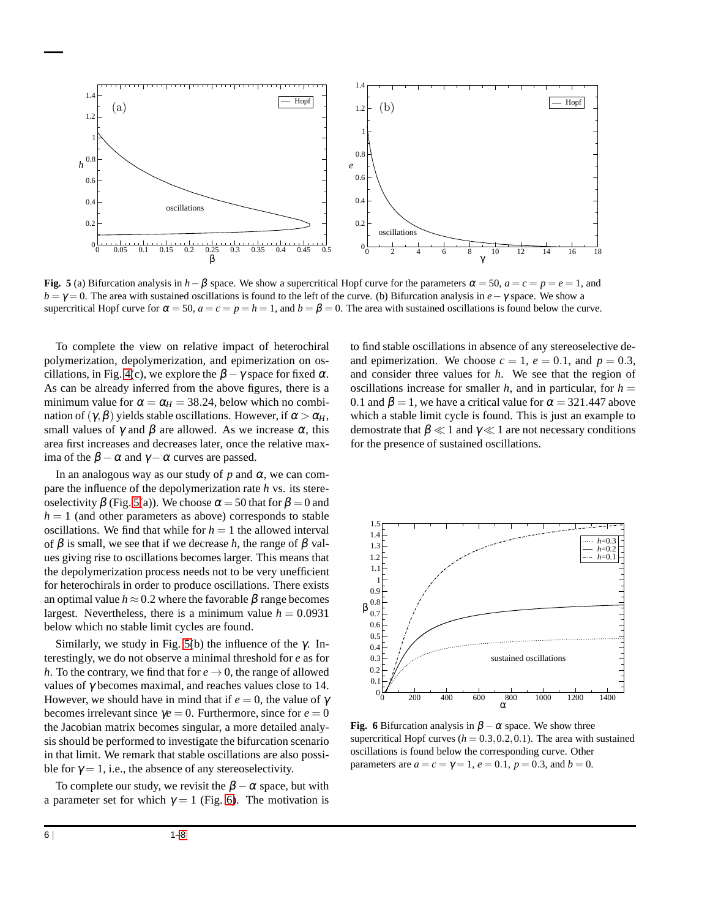**Fig. 5** (a) Bifurcation analysis in $h-\beta$ space. We show a supercritical Hopf curve for the parameters $\alpha = 50$, $a = c = p = e = 1$, and $b = \gamma = 0$. The area with sustained oscillations is found to the left of the curve. (b) Bifurcation analysis in $e-\gamma$ space. We show a supercritical Hopf curve for $\alpha = 50$, $a = c = p = h = 1$, and $b = \beta = 0$. The area with sustained oscillations is found below the curve.

To complete the view on relative impact of heterochiral polymerization, depolymerization, and epimerization on oscillations, in Fig. 4(c), we explore the $\beta-\gamma$ space for fixed $\alpha$. As can be already inferred from the above figures, there is a minimum value for $\alpha = \alpha_H = 38.24$, below which no combination of $(\gamma, \beta)$ yields stable oscillations. However, if $\alpha > \alpha_H$, small values of $\gamma$ and $\beta$ are allowed. As we increase $\alpha$, this area first increases and decreases later, once the relative maxima of the $\beta-\alpha$ and $\gamma-\alpha$ curves are passed.

In an analogous way as our study of $p$ and $\alpha$, we can compare the influence of the depolymerization rate $h$ vs. its stereoselectivity $\beta$ (Fig. 5(a)). We choose $\alpha = 50$ that for $\beta = 0$ and $h = 1$ (and other parameters as above) corresponds to stable oscillations. We find that while for $h = 1$ the allowed interval of $\beta$ is small, we see that if we decrease $h$, the range of $\beta$ values giving rise to oscillations becomes larger. This means that the depolymerization process needs not to be very unefficient for heterochirals in order to produce oscillations. There exists an optimal value $h \approx 0.2$ where the favorable $\beta$ range becomes largest. Nevertheless, there is a minimum value $h = 0.0931$ below which no stable limit cycles are found.

Similarly, we study in Fig. 5(b) the influence of the $\gamma$. Interestingly, we do not observe a minimal threshold for $e$ as for $h$. To the contrary, we find that for $e \to 0$, the range of allowed values of $\gamma$ becomes maximal, and reaches values close to 14. However, we should have in mind that if $e = 0$, the value of $\gamma$ becomes irrelevant since $\gamma e = 0$. Furthermore, since for $e = 0$ the Jacobian matrix becomes singular, a more detailed analysis should be performed to investigate the bifurcation scenario in that limit. We remark that stable oscillations are also possible for $\gamma = 1$, i.e., the absence of any stereoselectivity.

To complete our study, we revisit the $\beta-\alpha$ space, but with a parameter set for which $\gamma = 1$ (Fig. 6). The motivation is to find stable oscillations in absence of any stereoselective de- and epimerization. We choose $c = 1$, $e = 0.1$, and $p = 0.3$, and consider three values for $h$. We see that the region of oscillations increase for smaller $h$, and in particular, for $h = 0.1$ and $\beta = 1$, we have a critical value for $\alpha = 321.447$ above which a stable limit cycle is found. This is just an example to demostrate that $\beta \ll 1$ and $\gamma \ll 1$ are not necessary conditions for the presence of sustained oscillations.

**Fig. 6** Bifurcation analysis in $\beta-\alpha$ space. We show three supercritical Hopf curves ($h = 0.3, 0.2, 0.1$). The area with sustained oscillations is found below the corresponding curve. Other parameters are $a = c = \gamma = 1$, $e = 0.1$, $p = 0.3$, and $b = 0$.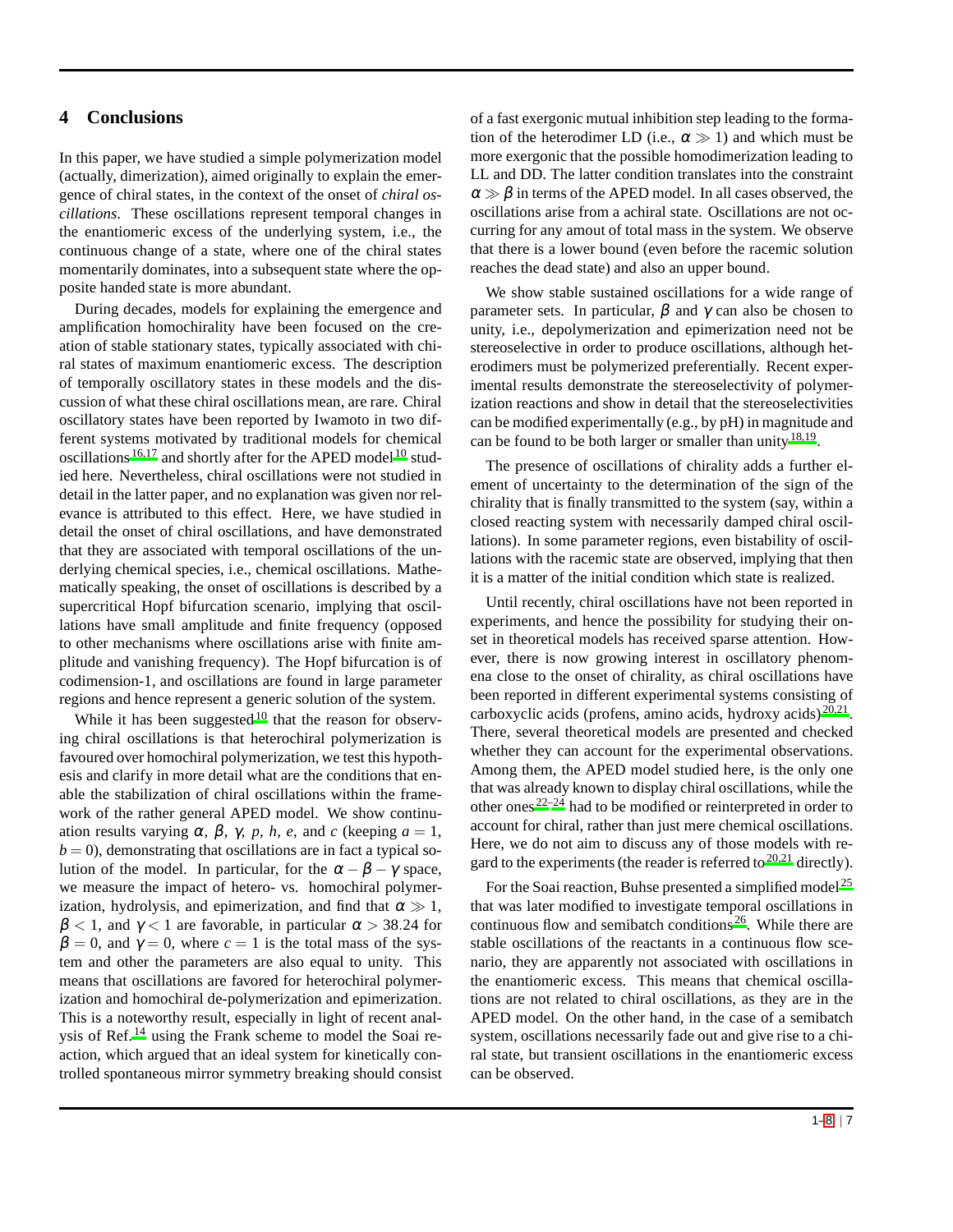## 4 Conclusions

In this paper, we have studied a simple polymerization model (actually, dimerization), aimed originally to explain the emergence of chiral states, in the context of the onset of *chiral oscillations*. These oscillations represent temporal changes in the enantiomeric excess of the underlying system, i.e., the continuous change of a state, where one of the chiral states momentarily dominates, into a subsequent state where the opposite handed state is more abundant.

During decades, models for explaining the emergence and amplification homochirality have been focused on the creation of stable stationary states, typically associated with chiral states of maximum enantiomeric excess. The description of temporally oscillatory states in these models and the discussion of what these chiral oscillations mean, are rare. Chiral oscillatory states have been reported by Iwamoto in two different systems motivated by traditional models for chemical oscillations[16,17] and shortly after for the APED model[10] studied here. Nevertheless, chiral oscillations were not studied in detail in the latter paper, and no explanation was given nor relevance is attributed to this effect. Here, we have studied in detail the onset of chiral oscillations, and have demonstrated that they are associated with temporal oscillations of the underlying chemical species, i.e., chemical oscillations. Mathematically speaking, the onset of oscillations is described by a supercritical Hopf bifurcation scenario, implying that oscillations have small amplitude and finite frequency (opposed to other mechanisms where oscillations arise with finite amplitude and vanishing frequency). The Hopf bifurcation is of codimension-1, and oscillations are found in large parameter regions and hence represent a generic solution of the system.

While it has been suggested[10] that the reason for observing chiral oscillations is that heterochiral polymerization is favoured over homochiral polymerization, we test this hypothesis and clarify in more detail what are the conditions that enable the stabilization of chiral oscillations within the framework of the rather general APED model. We show continuation results varying $\alpha$, $\beta$, $\gamma$, $p$, $h$, $e$, and $c$ (keeping $a = 1$, $b = 0$), demonstrating that oscillations are in fact a typical solution of the model. In particular, for the $\alpha-\beta-\gamma$ space, we measure the impact of hetero- vs. homochiral polymerization, hydrolysis, and epimerization, and find that $\alpha \gg 1$, $\beta < 1$, and $\gamma < 1$ are favorable, in particular $\alpha > 38.24$ for $\beta = 0$, and $\gamma = 0$, where $c = 1$ is the total mass of the system and other the parameters are also equal to unity. This means that oscillations are favored for heterochiral polymerization and homochiral de-polymerization and epimerization. This is a noteworthy result, especially in light of recent analysis of Ref.[14] using the Frank scheme to model the Soai reaction, which argued that an ideal system for kinetically controlled spontaneous mirror symmetry breaking should consist of a fast exergonic mutual inhibition step leading to the formation of the heterodimer LD (i.e., $\alpha \gg 1$) and which must be more exergonic that the possible homodimerization leading to LL and DD. The latter condition translates into the constraint $\alpha \gg \beta$ in terms of the APED model. In all cases observed, the oscillations arise from a achiral state. Oscillations are not occurring for any amout of total mass in the system. We observe that there is a lower bound (even before the racemic solution reaches the dead state) and also an upper bound.

We show stable sustained oscillations for a wide range of parameter sets. In particular, $\beta$ and $\gamma$ can also be chosen to unity, i.e., depolymerization and epimerization need not be stereoselective in order to produce oscillations, although heterodimers must be polymerized preferentially. Recent experimental results demonstrate the stereoselectivity of polymerization reactions and show in detail that the stereoselectivities can be modified experimentally (e.g., by pH) in magnitude and can be found to be both larger or smaller than unity[18,19].

The presence of oscillations of chirality adds a further element of uncertainty to the determination of the sign of the chirality that is finally transmitted to the system (say, within a closed reacting system with necessarily damped chiral oscillations). In some parameter regions, even bistability of oscillations with the racemic state are observed, implying that then it is a matter of the initial condition which state is realized.

Until recently, chiral oscillations have not been reported in experiments, and hence the possibility for studying their onset in theoretical models has received sparse attention. However, there is now growing interest in oscillatory phenomena close to the onset of chirality, as chiral oscillations have been reported in different experimental systems consisting of carboxyclic acids (profens, amino acids, hydroxy acids)[20,21]. There, several theoretical models are presented and checked whether they can account for the experimental observations. Among them, the APED model studied here, is the only one that was already known to display chiral oscillations, while the other ones[22–24] had to be modified or reinterpreted in order to account for chiral, rather than just mere chemical oscillations. Here, we do not aim to discuss any of those models with regard to the experiments (the reader is referred to[20,21] directly).

For the Soai reaction, Buhse presented a simplified model[25] that was later modified to investigate temporal oscillations in continuous flow and semibatch conditions[26]. While there are stable oscillations of the reactants in a continuous flow scenario, they are apparently not associated with oscillations in the enantiomeric excess. This means that chemical oscillations are not related to chiral oscillations, as they are in the APED model. On the other hand, in the case of a semibatch system, oscillations necessarily fade out and give rise to a chiral state, but transient oscillations in the enantiomeric excess can be observed.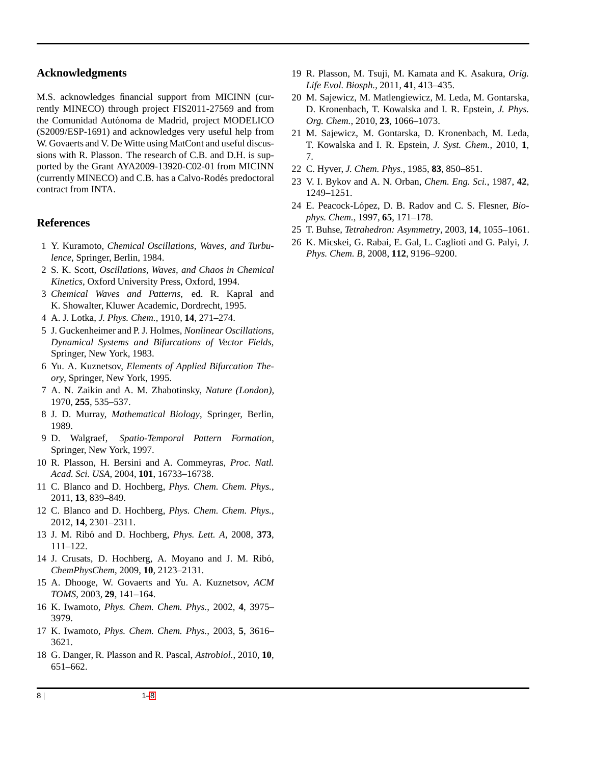## Acknowledgments

M.S. acknowledges financial support from MICINN (currently MINECO) through project FIS2011-27569 and from the Comunidad Autónoma de Madrid, project MODELICO (S2009/ESP-1691) and acknowledges very useful help from W. Govaerts and V. De Witte using MatCont and useful discussions with R. Plasson. The research of C.B. and D.H. is supported by the Grant AYA2009-13920-C02-01 from MICINN (currently MINECO) and C.B. has a Calvo-Rodés predoctoral contract from INTA.

## References

1 Y. Kuramoto, *Chemical Oscillations, Waves, and Turbulence*, Springer, Berlin, 1984.

2 S. K. Scott, *Oscillations, Waves, and Chaos in Chemical Kinetics*, Oxford University Press, Oxford, 1994.

3 *Chemical Waves and Patterns*, ed. R. Kapral and K. Showalter, Kluwer Academic, Dordrecht, 1995.

4 A. J. Lotka, *J. Phys. Chem.*, 1910, **14**, 271–274.

5 J. Guckenheimer and P. J. Holmes, *Nonlinear Oscillations, Dynamical Systems and Bifurcations of Vector Fields*, Springer, New York, 1983.

6 Yu. A. Kuznetsov, *Elements of Applied Bifurcation Theory*, Springer, New York, 1995.

7 A. N. Zaikin and A. M. Zhabotinsky, *Nature (London)*, 1970, **255**, 535–537.

8 J. D. Murray, *Mathematical Biology*, Springer, Berlin, 1989.

9 D. Walgraef, *Spatio-Temporal Pattern Formation*, Springer, New York, 1997.

10 R. Plasson, H. Bersini and A. Commeyras, *Proc. Natl. Acad. Sci. USA*, 2004, **101**, 16733–16738.

11 C. Blanco and D. Hochberg, *Phys. Chem. Chem. Phys.*, 2011, **13**, 839–849.

12 C. Blanco and D. Hochberg, *Phys. Chem. Chem. Phys.*, 2012, **14**, 2301–2311.

13 J. M. Ribó and D. Hochberg, *Phys. Lett. A*, 2008, **373**, 111–122.

14 J. Crusats, D. Hochberg, A. Moyano and J. M. Ribó, *ChemPhysChem*, 2009, **10**, 2123–2131.

15 A. Dhooge, W. Govaerts and Yu. A. Kuznetsov, *ACM TOMS*, 2003, **29**, 141–164.

16 K. Iwamoto, *Phys. Chem. Chem. Phys.*, 2002, **4**, 3975–3979.

17 K. Iwamoto, *Phys. Chem. Chem. Phys.*, 2003, **5**, 3616–3621.

18 G. Danger, R. Plasson and R. Pascal, *Astrobiol.*, 2010, **10**, 651–662.

19 R. Plasson, M. Tsuji, M. Kamata and K. Asakura, *Orig. Life Evol. Biosph.*, 2011, **41**, 413–435.

20 M. Sajewicz, M. Matlengiewicz, M. Leda, M. Gontarska, D. Kronenbach, T. Kowalska and I. R. Epstein, *J. Phys. Org. Chem.*, 2010, **23**, 1066–1073.

21 M. Sajewicz, M. Gontarska, D. Kronenbach, M. Leda, T. Kowalska and I. R. Epstein, *J. Syst. Chem.*, 2010, **1**, 7.

22 C. Hyver, *J. Chem. Phys.*, 1985, **83**, 850–851.

23 V. I. Bykov and A. N. Orban, *Chem. Eng. Sci.*, 1987, **42**, 1249–1251.

24 E. Peacock-López, D. B. Radov and C. S. Flesner, *Biophys. Chem.*, 1997, **65**, 171–178.

25 T. Buhse, *Tetrahedron: Asymmetry*, 2003, **14**, 1055–1061.

26 K. Micskei, G. Rabai, E. Gal, L. Caglioti and G. Palyi, *J. Phys. Chem. B*, 2008, **112**, 9196–9200.